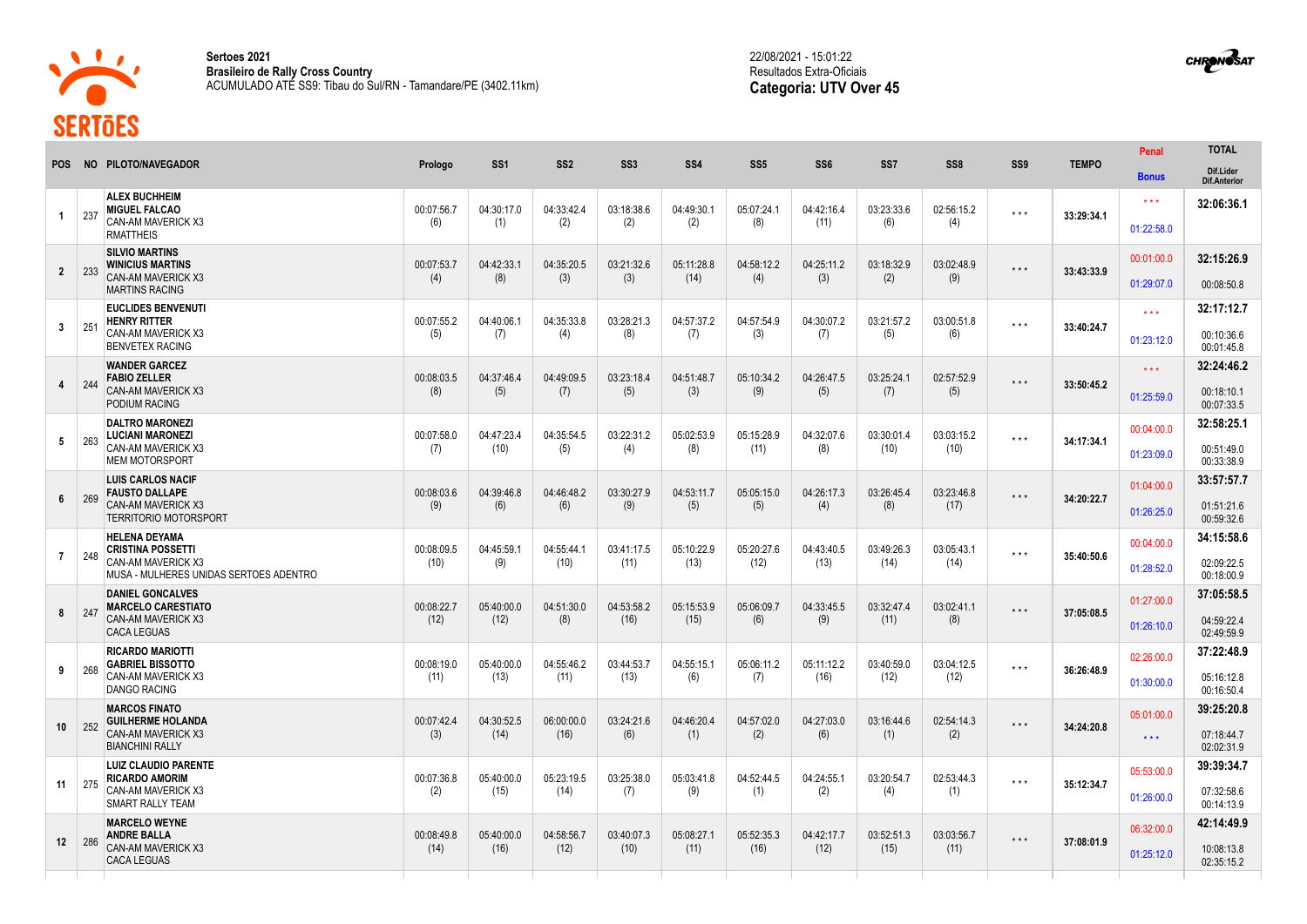**Sertoes 2021**
**Brasileiro de Rally Cross Country**
ACUMULADO ATÉ SS9: Tibau do Sul/RN - Tamandare/PE (3402.11km)

22/08/2021 - 15:01:22
Resultados Extra-Oficiais
**Categoria: UTV Over 45**

| POS | NO | PILOTO/NAVEGADOR | Prologo | SS1 | SS2 | SS3 | SS4 | SS5 | SS6 | SS7 | SS8 | SS9 | TEMPO | Penal / Bonus | TOTAL / Dif.Lider / Dif.Anterior |
|---|---|---|---|---|---|---|---|---|---|---|---|---|---|---|---|
| 1 | 237 | **ALEX BUCHHEIM** **MIGUEL FALCAO** CAN-AM MAVERICK X3 RMATTHEIS | 00:07:56.7 (6) | 04:30:17.0 (1) | 04:33:42.4 (2) | 03:18:38.6 (2) | 04:49:30.1 (2) | 05:07:24.1 (8) | 04:42:16.4 (11) | 03:23:33.6 (6) | 02:56:15.2 (4) | * * * | 33:29:34.1 | * * * / 01:22:58.0 | **32:06:36.1** |
| 2 | 233 | **SILVIO MARTINS** **WINICIUS MARTINS** CAN-AM MAVERICK X3 MARTINS RACING | 00:07:53.7 (4) | 04:42:33.1 (8) | 04:35:20.5 (3) | 03:21:32.6 (3) | 05:11:28.8 (14) | 04:58:12.2 (4) | 04:25:11.2 (3) | 03:18:32.9 (2) | 03:02:48.9 (9) | * * * | 33:43:33.9 | 00:01:00.0 / 01:29:07.0 | **32:15:26.9** 00:08:50.8 |
| 3 | 251 | **EUCLIDES BENVENUTI** **HENRY RITTER** CAN-AM MAVERICK X3 BENVETEX RACING | 00:07:55.2 (5) | 04:40:06.1 (7) | 04:35:33.8 (4) | 03:28:21.3 (8) | 04:57:37.2 (7) | 04:57:54.9 (3) | 04:30:07.2 (7) | 03:21:57.2 (5) | 03:00:51.8 (6) | * * * | 33:40:24.7 | * * * / 01:23:12.0 | **32:17:12.7** 00:10:36.6 00:01:45.8 |
| 4 | 244 | **WANDER GARCEZ** **FABIO ZELLER** CAN-AM MAVERICK X3 PODIUM RACING | 00:08:03.5 (8) | 04:37:46.4 (5) | 04:49:09.5 (7) | 03:23:18.4 (5) | 04:51:48.7 (3) | 05:10:34.2 (9) | 04:26:47.5 (5) | 03:25:24.1 (7) | 02:57:52.9 (5) | * * * | 33:50:45.2 | * * * / 01:25:59.0 | **32:24:46.2** 00:18:10.1 00:07:33.5 |
| 5 | 263 | **DALTRO MARONEZI** **LUCIANI MARONEZI** CAN-AM MAVERICK X3 MEM MOTORSPORT | 00:07:58.0 (7) | 04:47:23.4 (10) | 04:35:54.5 (5) | 03:22:31.2 (4) | 05:02:53.9 (8) | 05:15:28.9 (11) | 04:32:07.6 (8) | 03:30:01.4 (10) | 03:03:15.2 (10) | * * * | 34:17:34.1 | 00:04:00.0 / 01:23:09.0 | **32:58:25.1** 00:51:49.0 00:33:38.9 |
| 6 | 269 | **LUIS CARLOS NACIF** **FAUSTO DALLAPE** CAN-AM MAVERICK X3 TERRITORIO MOTORSPORT | 00:08:03.6 (9) | 04:39:46.8 (6) | 04:46:48.2 (6) | 03:30:27.9 (9) | 04:53:11.7 (5) | 05:05:15.0 (5) | 04:26:17.3 (4) | 03:26:45.4 (8) | 03:23:46.8 (17) | * * * | 34:20:22.7 | 01:04:00.0 / 01:26:25.0 | **33:57:57.7** 01:51:21.6 00:59:32.6 |
| 7 | 248 | **HELENA DEYAMA** **CRISTINA POSSETTI** CAN-AM MAVERICK X3 MUSA - MULHERES UNIDAS SERTOES ADENTRO | 00:08:09.5 (10) | 04:45:59.1 (9) | 04:55:44.1 (10) | 03:41:17.5 (11) | 05:10:22.9 (13) | 05:20:27.6 (12) | 04:43:40.5 (13) | 03:49:26.3 (14) | 03:05:43.1 (14) | * * * | 35:40:50.6 | 00:04:00.0 / 01:28:52.0 | **34:15:58.6** 02:09:22.5 00:18:00.9 |
| 8 | 247 | **DANIEL GONCALVES** **MARCELO CARESTIATO** CAN-AM MAVERICK X3 CACA LEGUAS | 00:08:22.7 (12) | 05:40:00.0 (12) | 04:51:30.0 (8) | 04:53:58.2 (16) | 05:15:53.9 (15) | 05:06:09.7 (6) | 04:33:45.5 (9) | 03:32:47.4 (11) | 03:02:41.1 (8) | * * * | 37:05:08.5 | 01:27:00.0 / 01:26:10.0 | **37:05:58.5** 04:59:22.4 02:49:59.9 |
| 9 | 268 | **RICARDO MARIOTTI** **GABRIEL BISSOTTO** CAN-AM MAVERICK X3 DANGO RACING | 00:08:19.0 (11) | 05:40:00.0 (13) | 04:55:46.2 (11) | 03:44:53.7 (13) | 04:55:15.1 (6) | 05:06:11.2 (7) | 05:11:12.2 (16) | 03:40:59.0 (12) | 03:04:12.5 (12) | * * * | 36:26:48.9 | 02:26:00.0 / 01:30:00.0 | **37:22:48.9** 05:16:12.8 00:16:50.4 |
| 10 | 252 | **MARCOS FINATO** **GUILHERME HOLANDA** CAN-AM MAVERICK X3 BIANCHINI RALLY | 00:07:42.4 (3) | 04:30:52.5 (14) | 06:00:00.0 (16) | 03:24:21.6 (6) | 04:46:20.4 (1) | 04:57:02.0 (2) | 04:27:03.0 (6) | 03:16:44.6 (1) | 02:54:14.3 (2) | * * * | 34:24:20.8 | 05:01:00.0 / * * * | **39:25:20.8** 07:18:44.7 02:02:31.9 |
| 11 | 275 | **LUIZ CLAUDIO PARENTE** **RICARDO AMORIM** CAN-AM MAVERICK X3 SMART RALLY TEAM | 00:07:36.8 (2) | 05:40:00.0 (15) | 05:23:19.5 (14) | 03:25:38.0 (7) | 05:03:41.8 (9) | 04:52:44.5 (1) | 04:24:55.1 (2) | 03:20:54.7 (4) | 02:53:44.3 (1) | * * * | 35:12:34.7 | 05:53:00.0 / 01:26:00.0 | **39:39:34.7** 07:32:58.6 00:14:13.9 |
| 12 | 286 | **MARCELO WEYNE** **ANDRE BALLA** CAN-AM MAVERICK X3 CACA LEGUAS | 00:08:49.8 (14) | 05:40:00.0 (16) | 04:58:56.7 (12) | 03:40:07.3 (10) | 05:08:27.1 (11) | 05:52:35.3 (16) | 04:42:17.7 (12) | 03:52:51.3 (15) | 03:03:56.7 (11) | * * * | 37:08:01.9 | 06:32:00.0 / 01:25:12.0 | **42:14:49.9** 10:08:13.8 02:35:15.2 |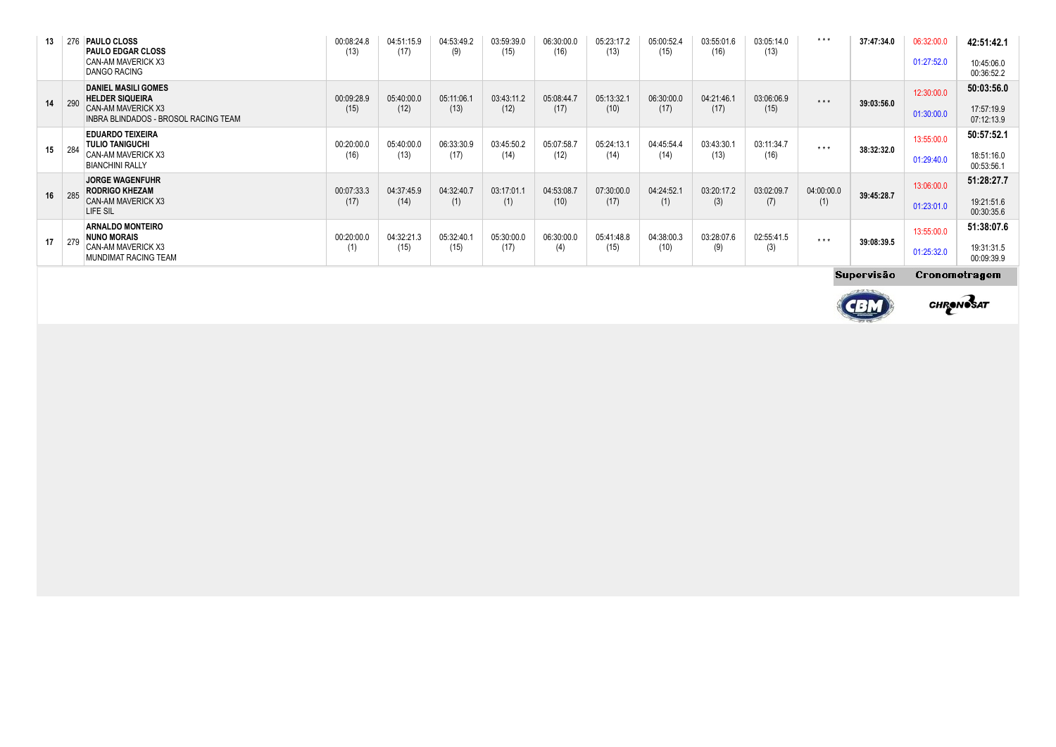| | | | | | | | | | | | | | | | | |
|---|---|---|---|---|---|---|---|---|---|---|---|---|---|---|---|---|
| 13 | 276 | **PAULO CLOSS**<br>**PAULO EDGAR CLOSS**<br>CAN-AM MAVERICK X3<br>DANGO RACING | 00:08:24.8<br>(13) | 04:51:15.9<br>(17) | 04:53:49.2<br>(9) | 03:59:39.0<br>(15) | 06:30:00.0<br>(16) | 05:23:17.2<br>(13) | 05:00:52.4<br>(15) | 03:55:01.6<br>(16) | 03:05:14.0<br>(13) | * * * | **37:47:34.0** | 06:32:00.0<br>01:27:52.0 | **42:51:42.1**<br>10:45:06.0<br>00:36:52.2 |
| 14 | 290 | **DANIEL MASILI GOMES**<br>**HELDER SIQUEIRA**<br>CAN-AM MAVERICK X3<br>INBRA BLINDADOS - BROSOL RACING TEAM | 00:09:28.9<br>(15) | 05:40:00.0<br>(12) | 05:11:06.1<br>(13) | 03:43:11.2<br>(12) | 05:08:44.7<br>(17) | 05:13:32.1<br>(10) | 06:30:00.0<br>(17) | 04:21:46.1<br>(17) | 03:06:06.9<br>(15) | * * * | **39:03:56.0** | 12:30:00.0<br>01:30:00.0 | **50:03:56.0**<br>17:57:19.9<br>07:12:13.9 |
| 15 | 284 | **EDUARDO TEIXEIRA**<br>**TULIO TANIGUCHI**<br>CAN-AM MAVERICK X3<br>BIANCHINI RALLY | 00:20:00.0<br>(16) | 05:40:00.0<br>(13) | 06:33:30.9<br>(17) | 03:45:50.2<br>(14) | 05:07:58.7<br>(12) | 05:24:13.1<br>(14) | 04:45:54.4<br>(14) | 03:43:30.1<br>(13) | 03:11:34.7<br>(16) | * * * | **38:32:32.0** | 13:55:00.0<br>01:29:40.0 | **50:57:52.1**<br>18:51:16.0<br>00:53:56.1 |
| 16 | 285 | **JORGE WAGENFUHR**<br>**RODRIGO KHEZAM**<br>CAN-AM MAVERICK X3<br>LIFE SIL | 00:07:33.3<br>(17) | 04:37:45.9<br>(14) | 04:32:40.7<br>(1) | 03:17:01.1<br>(1) | 04:53:08.7<br>(10) | 07:30:00.0<br>(17) | 04:24:52.1<br>(1) | 03:20:17.2<br>(3) | 03:02:09.7<br>(7) | 04:00:00.0<br>(1) | **39:45:28.7** | 13:06:00.0<br>01:23:01.0 | **51:28:27.7**<br>19:21:51.6<br>00:30:35.6 |
| 17 | 279 | **ARNALDO MONTEIRO**<br>**NUNO MORAIS**<br>CAN-AM MAVERICK X3<br>MUNDIMAT RACING TEAM | 00:20:00.0<br>(1) | 04:32:21.3<br>(15) | 05:32:40.1<br>(15) | 05:30:00.0<br>(17) | 06:30:00.0<br>(4) | 05:41:48.8<br>(15) | 04:38:00.3<br>(10) | 03:28:07.6<br>(9) | 02:55:41.5<br>(3) | * * * | **39:08:39.5** | 13:55:00.0<br>01:25:32.0 | **51:38:07.6**<br>19:31:31.5<br>00:09:39.9 |

Supervisão — CBM

Cronometragem — CHRONOSAT